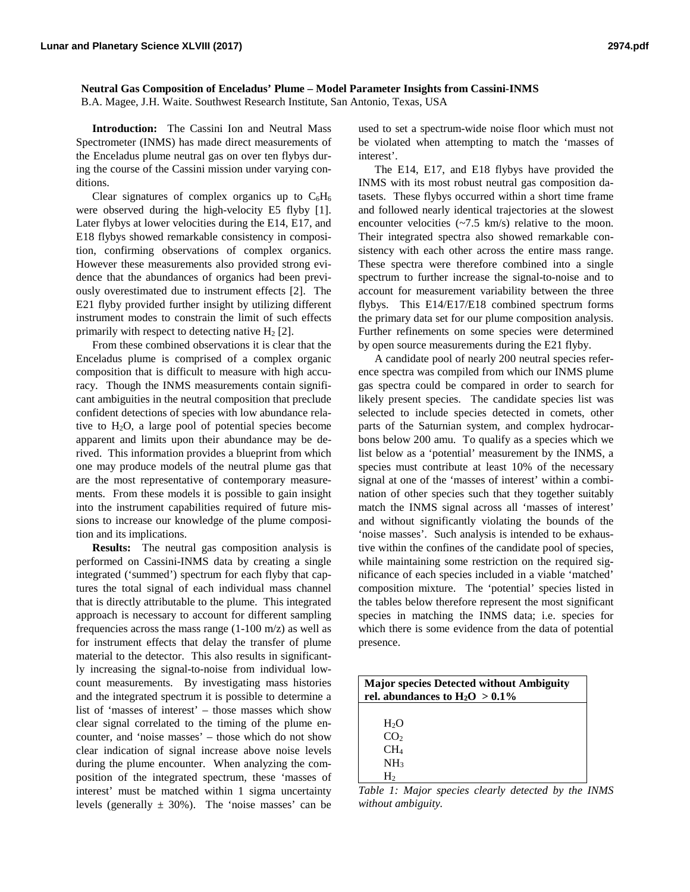# Neutral Gas Composition of Enceladus' Plume – Model Parameter Insights from Cassini-INMS

B.A. Magee, J.H. Waite. Southwest Research Institute, San Antonio, Texas, USA

**Introduction:** The Cassini Ion and Neutral Mass Spectrometer (INMS) has made direct measurements of the Enceladus plume neutral gas on over ten flybys during the course of the Cassini mission under varying conditions.

Clear signatures of complex organics up to $C_6H_6$ were observed during the high-velocity E5 flyby [1]. Later flybys at lower velocities during the E14, E17, and E18 flybys showed remarkable consistency in composition, confirming observations of complex organics. However these measurements also provided strong evidence that the abundances of organics had been previously overestimated due to instrument effects [2]. The E21 flyby provided further insight by utilizing different instrument modes to constrain the limit of such effects primarily with respect to detecting native $H_2$ [2].

From these combined observations it is clear that the Enceladus plume is comprised of a complex organic composition that is difficult to measure with high accuracy. Though the INMS measurements contain significant ambiguities in the neutral composition that preclude confident detections of species with low abundance relative to $H_2O$, a large pool of potential species become apparent and limits upon their abundance may be derived. This information provides a blueprint from which one may produce models of the neutral plume gas that are the most representative of contemporary measurements. From these models it is possible to gain insight into the instrument capabilities required of future missions to increase our knowledge of the plume composition and its implications.

**Results:** The neutral gas composition analysis is performed on Cassini-INMS data by creating a single integrated ('summed') spectrum for each flyby that captures the total signal of each individual mass channel that is directly attributable to the plume. This integrated approach is necessary to account for different sampling frequencies across the mass range (1-100 m/z) as well as for instrument effects that delay the transfer of plume material to the detector. This also results in significantly increasing the signal-to-noise from individual low-count measurements. By investigating mass histories and the integrated spectrum it is possible to determine a list of 'masses of interest' – those masses which show clear signal correlated to the timing of the plume encounter, and 'noise masses' – those which do not show clear indication of signal increase above noise levels during the plume encounter. When analyzing the composition of the integrated spectrum, these 'masses of interest' must be matched within 1 sigma uncertainty levels (generally ± 30%). The 'noise masses' can be used to set a spectrum-wide noise floor which must not be violated when attempting to match the 'masses of interest'.

The E14, E17, and E18 flybys have provided the INMS with its most robust neutral gas composition datasets. These flybys occurred within a short time frame and followed nearly identical trajectories at the slowest encounter velocities (~7.5 km/s) relative to the moon. Their integrated spectra also showed remarkable consistency with each other across the entire mass range. These spectra were therefore combined into a single spectrum to further increase the signal-to-noise and to account for measurement variability between the three flybys. This E14/E17/E18 combined spectrum forms the primary data set for our plume composition analysis. Further refinements on some species were determined by open source measurements during the E21 flyby.

A candidate pool of nearly 200 neutral species reference spectra was compiled from which our INMS plume gas spectra could be compared in order to search for likely present species. The candidate species list was selected to include species detected in comets, other parts of the Saturnian system, and complex hydrocarbons below 200 amu. To qualify as a species which we list below as a 'potential' measurement by the INMS, a species must contribute at least 10% of the necessary signal at one of the 'masses of interest' within a combination of other species such that they together suitably match the INMS signal across all 'masses of interest' and without significantly violating the bounds of the 'noise masses'. Such analysis is intended to be exhaustive within the confines of the candidate pool of species, while maintaining some restriction on the required significance of each species included in a viable 'matched' composition mixture. The 'potential' species listed in the tables below therefore represent the most significant species in matching the INMS data; i.e. species for which there is some evidence from the data of potential presence.

| **Major species Detected without Ambiguity rel. abundances to $H_2O$ > 0.1%** |
|---|
| $H_2O$ |
| $CO_2$ |
| $CH_4$ |
| $NH_3$ |
| $H_2$ |

*Table 1: Major species clearly detected by the INMS without ambiguity.*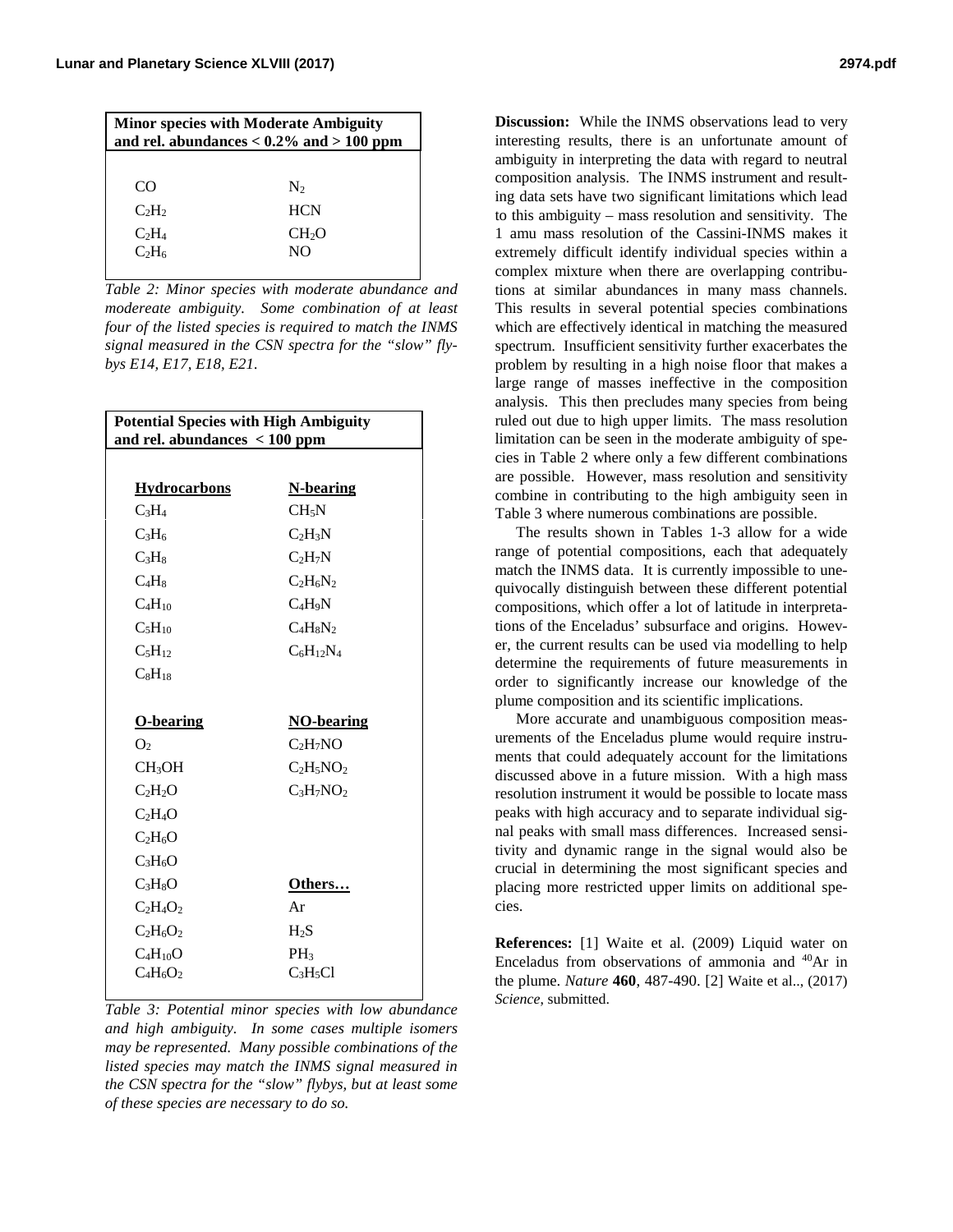| Minor species with Moderate Ambiguity and rel. abundances < 0.2% and > 100 ppm | |
|---|---|
| CO | $N_2$ |
| $C_2H_2$ | HCN |
| $C_2H_4$ | $CH_2O$ |
| $C_2H_6$ | NO |

*Table 2: Minor species with moderate abundance and modereate ambiguity. Some combination of at least four of the listed species is required to match the INMS signal measured in the CSN spectra for the "slow" flybys E14, E17, E18, E21.*

| Potential Species with High Ambiguity and rel. abundances < 100 ppm | |
|---|---|
| **Hydrocarbons** | **N-bearing** |
| $C_3H_4$ | $CH_5N$ |
| $C_3H_6$ | $C_2H_3N$ |
| $C_3H_8$ | $C_2H_7N$ |
| $C_4H_8$ | $C_2H_6N_2$ |
| $C_4H_{10}$ | $C_4H_9N$ |
| $C_5H_{10}$ | $C_4H_8N_2$ |
| $C_5H_{12}$ | $C_6H_{12}N_4$ |
| $C_8H_{18}$ | |
| **O-bearing** | **NO-bearing** |
| $O_2$ | $C_2H_7NO$ |
| $CH_3OH$ | $C_2H_5NO_2$ |
| $C_2H_2O$ | $C_3H_7NO_2$ |
| $C_2H_4O$ | |
| $C_2H_6O$ | |
| $C_3H_6O$ | |
| $C_3H_8O$ | **Others…** |
| $C_2H_4O_2$ | Ar |
| $C_2H_6O_2$ | $H_2S$ |
| $C_4H_{10}O$ | $PH_3$ |
| $C_4H_6O_2$ | $C_3H_5Cl$ |

*Table 3: Potential minor species with low abundance and high ambiguity. In some cases multiple isomers may be represented. Many possible combinations of the listed species may match the INMS signal measured in the CSN spectra for the "slow" flybys, but at least some of these species are necessary to do so.*

**Discussion:** While the INMS observations lead to very interesting results, there is an unfortunate amount of ambiguity in interpreting the data with regard to neutral composition analysis. The INMS instrument and resulting data sets have two significant limitations which lead to this ambiguity – mass resolution and sensitivity. The 1 amu mass resolution of the Cassini-INMS makes it extremely difficult identify individual species within a complex mixture when there are overlapping contributions at similar abundances in many mass channels. This results in several potential species combinations which are effectively identical in matching the measured spectrum. Insufficient sensitivity further exacerbates the problem by resulting in a high noise floor that makes a large range of masses ineffective in the composition analysis. This then precludes many species from being ruled out due to high upper limits. The mass resolution limitation can be seen in the moderate ambiguity of species in Table 2 where only a few different combinations are possible. However, mass resolution and sensitivity combine in contributing to the high ambiguity seen in Table 3 where numerous combinations are possible.

The results shown in Tables 1-3 allow for a wide range of potential compositions, each that adequately match the INMS data. It is currently impossible to unequivocally distinguish between these different potential compositions, which offer a lot of latitude in interpretations of the Enceladus' subsurface and origins. However, the current results can be used via modelling to help determine the requirements of future measurements in order to significantly increase our knowledge of the plume composition and its scientific implications.

More accurate and unambiguous composition measurements of the Enceladus plume would require instruments that could adequately account for the limitations discussed above in a future mission. With a high mass resolution instrument it would be possible to locate mass peaks with high accuracy and to separate individual signal peaks with small mass differences. Increased sensitivity and dynamic range in the signal would also be crucial in determining the most significant species and placing more restricted upper limits on additional species.

**References:** [1] Waite et al. (2009) Liquid water on Enceladus from observations of ammonia and $^{40}$Ar in the plume. *Nature* **460**, 487-490. [2] Waite et al.., (2017) *Science*, submitted.